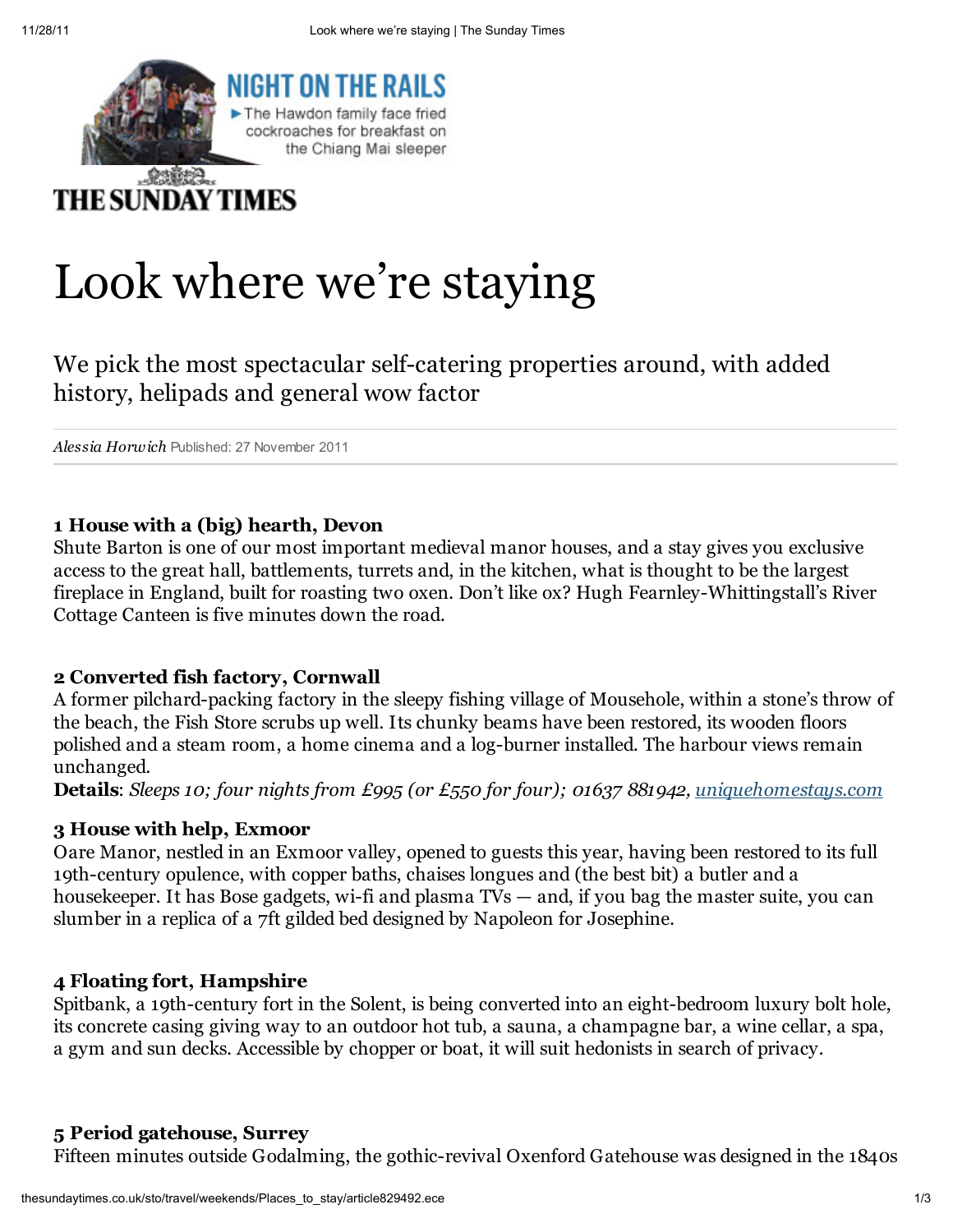NIGHT ON THE RAILS

▶The Hawdon family face fried cockroaches for breakfast on the Chiang Mai sleeper

THE SUNDAY TIMES

# Look where we're staying

We pick the most spectacular self-catering properties around, with added history, helipads and general wow factor

*Alessia Horwich* Published: 27 November 2011

### 1 House with a (big) hearth, Devon

Shute Barton is one of our most important medieval manor houses, and a stay gives you exclusive access to the great hall, battlements, turrets and, in the kitchen, what is thought to be the largest fireplace in England, built for roasting two oxen. Don't like ox? Hugh Fearnley-Whittingstall's River Cottage Canteen is five minutes down the road.

### 2 Converted fish factory, Cornwall

A former pilchard-packing factory in the sleepy fishing village of Mousehole, within a stone's throw of the beach, the Fish Store scrubs up well. Its chunky beams have been restored, its wooden floors polished and a steam room, a home cinema and a log-burner installed. The harbour views remain unchanged.

**Details**: *Sleeps 10; four nights from £995 (or £550 for four); 01637 881942, uniquehomestays.com*

### 3 House with help, Exmoor

Oare Manor, nestled in an Exmoor valley, opened to guests this year, having been restored to its full 19th-century opulence, with copper baths, chaises longues and (the best bit) a butler and a housekeeper. It has Bose gadgets, wi-fi and plasma TVs — and, if you bag the master suite, you can slumber in a replica of a 7ft gilded bed designed by Napoleon for Josephine.

### 4 Floating fort, Hampshire

Spitbank, a 19th-century fort in the Solent, is being converted into an eight-bedroom luxury bolt hole, its concrete casing giving way to an outdoor hot tub, a sauna, a champagne bar, a wine cellar, a spa, a gym and sun decks. Accessible by chopper or boat, it will suit hedonists in search of privacy.

### 5 Period gatehouse, Surrey

Fifteen minutes outside Godalming, the gothic-revival Oxenford Gatehouse was designed in the 1840s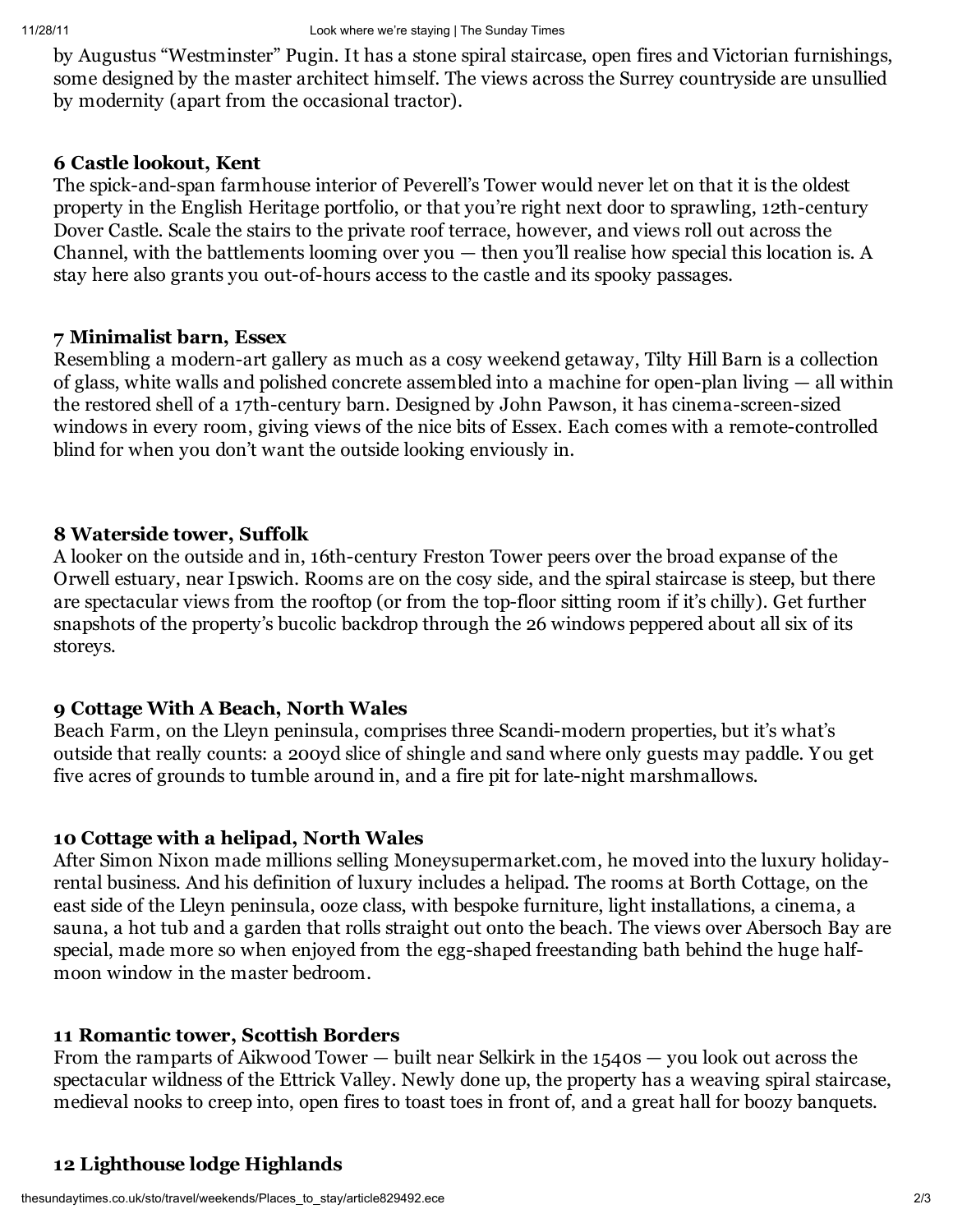by Augustus "Westminster" Pugin. It has a stone spiral staircase, open fires and Victorian furnishings, some designed by the master architect himself. The views across the Surrey countryside are unsullied by modernity (apart from the occasional tractor).

### 6 Castle lookout, Kent

The spick-and-span farmhouse interior of Peverell's Tower would never let on that it is the oldest property in the English Heritage portfolio, or that you're right next door to sprawling, 12th-century Dover Castle. Scale the stairs to the private roof terrace, however, and views roll out across the Channel, with the battlements looming over you — then you'll realise how special this location is. A stay here also grants you out-of-hours access to the castle and its spooky passages.

### 7 Minimalist barn, Essex

Resembling a modern-art gallery as much as a cosy weekend getaway, Tilty Hill Barn is a collection of glass, white walls and polished concrete assembled into a machine for open-plan living — all within the restored shell of a 17th-century barn. Designed by John Pawson, it has cinema-screen-sized windows in every room, giving views of the nice bits of Essex. Each comes with a remote-controlled blind for when you don't want the outside looking enviously in.

### 8 Waterside tower, Suffolk

A looker on the outside and in, 16th-century Freston Tower peers over the broad expanse of the Orwell estuary, near Ipswich. Rooms are on the cosy side, and the spiral staircase is steep, but there are spectacular views from the rooftop (or from the top-floor sitting room if it's chilly). Get further snapshots of the property's bucolic backdrop through the 26 windows peppered about all six of its storeys.

### 9 Cottage With A Beach, North Wales

Beach Farm, on the Lleyn peninsula, comprises three Scandi-modern properties, but it's what's outside that really counts: a 200yd slice of shingle and sand where only guests may paddle. You get five acres of grounds to tumble around in, and a fire pit for late-night marshmallows.

### 10 Cottage with a helipad, North Wales

After Simon Nixon made millions selling Moneysupermarket.com, he moved into the luxury holiday-rental business. And his definition of luxury includes a helipad. The rooms at Borth Cottage, on the east side of the Lleyn peninsula, ooze class, with bespoke furniture, light installations, a cinema, a sauna, a hot tub and a garden that rolls straight out onto the beach. The views over Abersoch Bay are special, made more so when enjoyed from the egg-shaped freestanding bath behind the huge half-moon window in the master bedroom.

### 11 Romantic tower, Scottish Borders

From the ramparts of Aikwood Tower — built near Selkirk in the 1540s — you look out across the spectacular wildness of the Ettrick Valley. Newly done up, the property has a weaving spiral staircase, medieval nooks to creep into, open fires to toast toes in front of, and a great hall for boozy banquets.

### 12 Lighthouse lodge Highlands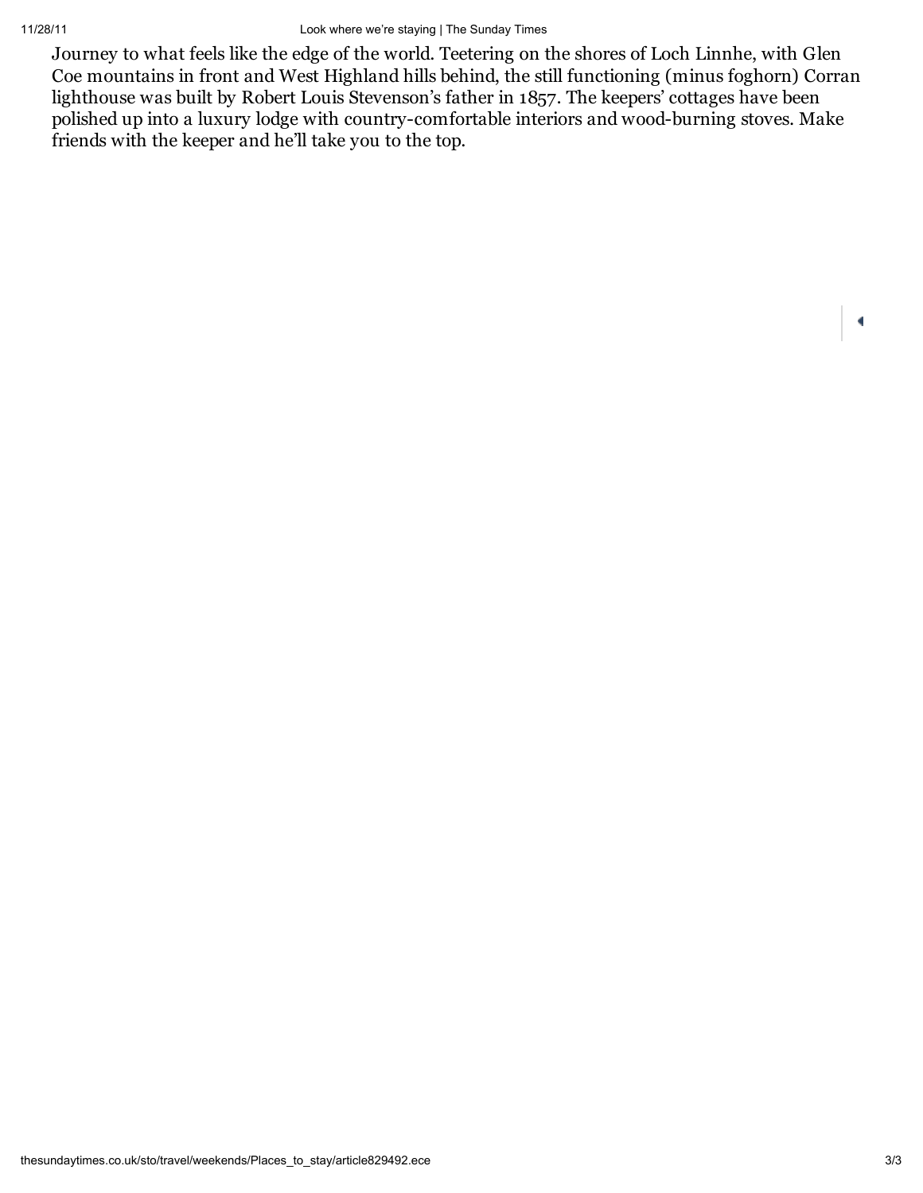Journey to what feels like the edge of the world. Teetering on the shores of Loch Linnhe, with Glen Coe mountains in front and West Highland hills behind, the still functioning (minus foghorn) Corran lighthouse was built by Robert Louis Stevenson's father in 1857. The keepers' cottages have been polished up into a luxury lodge with country-comfortable interiors and wood-burning stoves. Make friends with the keeper and he'll take you to the top.